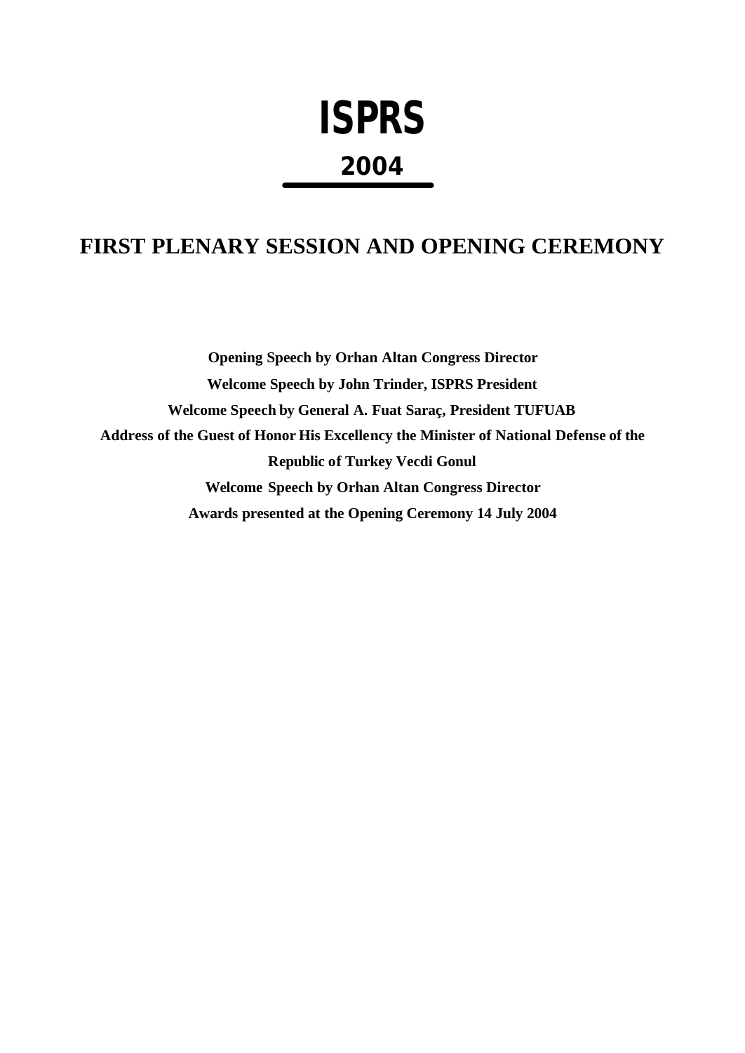# ISPRS

## 2004

## FIRST PLENARY SESSION AND OPENING CEREMONY

**Opening Speech by Orhan Altan Congress Director**

**Welcome Speech by John Trinder, ISPRS President**

**Welcome Speech by General A. Fuat Saraç, President TUFUAB**

**Address of the Guest of Honor His Excellency the Minister of National Defense of the Republic of Turkey Vecdi Gonul**

**Welcome Speech by Orhan Altan Congress Director**

**Awards presented at the Opening Ceremony 14 July 2004**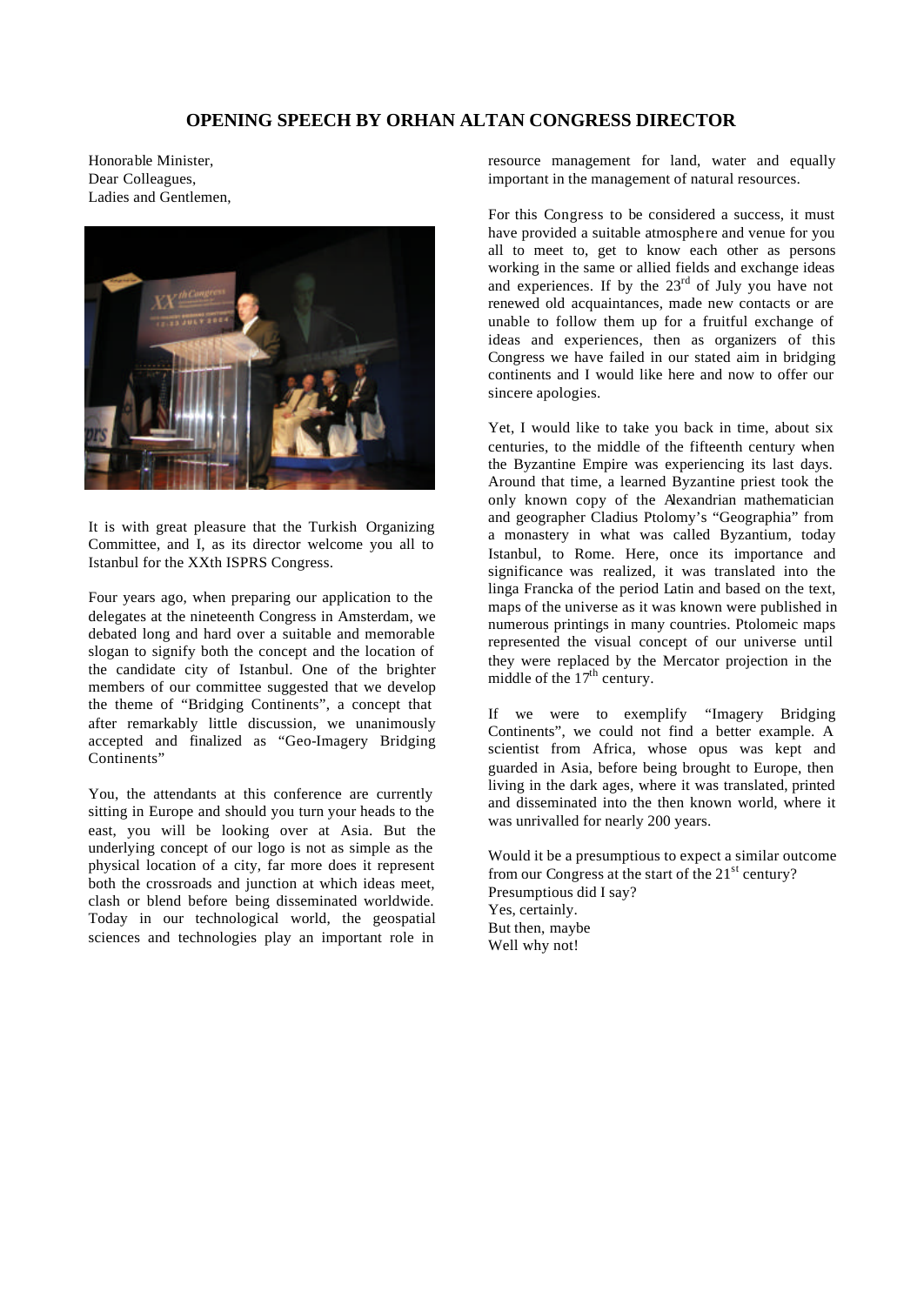# OPENING SPEECH BY ORHAN ALTAN CONGRESS DIRECTOR

Honorable Minister,
Dear Colleagues,
Ladies and Gentlemen,

It is with great pleasure that the Turkish Organizing Committee, and I, as its director welcome you all to Istanbul for the XXth ISPRS Congress.

Four years ago, when preparing our application to the delegates at the nineteenth Congress in Amsterdam, we debated long and hard over a suitable and memorable slogan to signify both the concept and the location of the candidate city of Istanbul. One of the brighter members of our committee suggested that we develop the theme of "Bridging Continents", a concept that after remarkably little discussion, we unanimously accepted and finalized as "Geo-Imagery Bridging Continents"

You, the attendants at this conference are currently sitting in Europe and should you turn your heads to the east, you will be looking over at Asia. But the underlying concept of our logo is not as simple as the physical location of a city, far more does it represent both the crossroads and junction at which ideas meet, clash or blend before being disseminated worldwide. Today in our technological world, the geospatial sciences and technologies play an important role in resource management for land, water and equally important in the management of natural resources.

For this Congress to be considered a success, it must have provided a suitable atmosphere and venue for you all to meet to, get to know each other as persons working in the same or allied fields and exchange ideas and experiences. If by the 23rd of July you have not renewed old acquaintances, made new contacts or are unable to follow them up for a fruitful exchange of ideas and experiences, then as organizers of this Congress we have failed in our stated aim in bridging continents and I would like here and now to offer our sincere apologies.

Yet, I would like to take you back in time, about six centuries, to the middle of the fifteenth century when the Byzantine Empire was experiencing its last days. Around that time, a learned Byzantine priest took the only known copy of the Alexandrian mathematician and geographer Cladius Ptolomy's "Geographia" from a monastery in what was called Byzantium, today Istanbul, to Rome. Here, once its importance and significance was realized, it was translated into the linga Francka of the period Latin and based on the text, maps of the universe as it was known were published in numerous printings in many countries. Ptolomeic maps represented the visual concept of our universe until they were replaced by the Mercator projection in the middle of the 17th century.

If we were to exemplify "Imagery Bridging Continents", we could not find a better example. A scientist from Africa, whose opus was kept and guarded in Asia, before being brought to Europe, then living in the dark ages, where it was translated, printed and disseminated into the then known world, where it was unrivalled for nearly 200 years.

Would it be a presumptious to expect a similar outcome from our Congress at the start of the 21st century?
Presumptious did I say?
Yes, certainly.
But then, maybe
Well why not!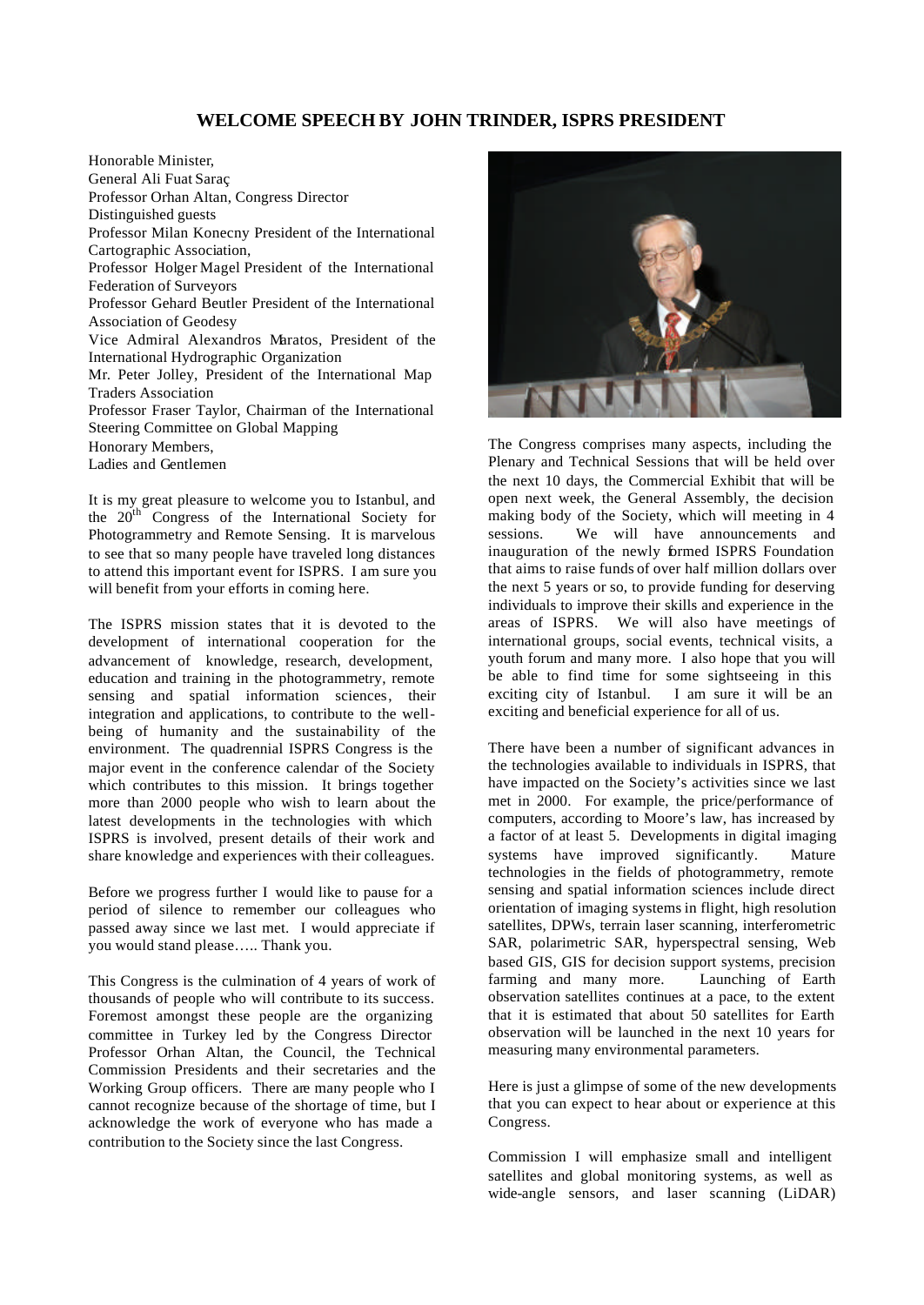## WELCOME SPEECH BY JOHN TRINDER, ISPRS PRESIDENT

Honorable Minister,
General Ali Fuat Saraç
Professor Orhan Altan, Congress Director
Distinguished guests
Professor Milan Konecny President of the International Cartographic Association,
Professor Holger Magel President of the International Federation of Surveyors
Professor Gehard Beutler President of the International Association of Geodesy
Vice Admiral Alexandros Maratos, President of the International Hydrographic Organization
Mr. Peter Jolley, President of the International Map Traders Association
Professor Fraser Taylor, Chairman of the International Steering Committee on Global Mapping
Honorary Members,
Ladies and Gentlemen

It is my great pleasure to welcome you to Istanbul, and the 20th Congress of the International Society for Photogrammetry and Remote Sensing. It is marvelous to see that so many people have traveled long distances to attend this important event for ISPRS. I am sure you will benefit from your efforts in coming here.

The ISPRS mission states that it is devoted to the development of international cooperation for the advancement of knowledge, research, development, education and training in the photogrammetry, remote sensing and spatial information sciences, their integration and applications, to contribute to the well-being of humanity and the sustainability of the environment. The quadrennial ISPRS Congress is the major event in the conference calendar of the Society which contributes to this mission. It brings together more than 2000 people who wish to learn about the latest developments in the technologies with which ISPRS is involved, present details of their work and share knowledge and experiences with their colleagues.

Before we progress further I would like to pause for a period of silence to remember our colleagues who passed away since we last met. I would appreciate if you would stand please….. Thank you.

This Congress is the culmination of 4 years of work of thousands of people who will contribute to its success. Foremost amongst these people are the organizing committee in Turkey led by the Congress Director Professor Orhan Altan, the Council, the Technical Commission Presidents and their secretaries and the Working Group officers. There are many people who I cannot recognize because of the shortage of time, but I acknowledge the work of everyone who has made a contribution to the Society since the last Congress.

The Congress comprises many aspects, including the Plenary and Technical Sessions that will be held over the next 10 days, the Commercial Exhibit that will be open next week, the General Assembly, the decision making body of the Society, which will meeting in 4 sessions. We will have announcements and inauguration of the newly formed ISPRS Foundation that aims to raise funds of over half million dollars over the next 5 years or so, to provide funding for deserving individuals to improve their skills and experience in the areas of ISPRS. We will also have meetings of international groups, social events, technical visits, a youth forum and many more. I also hope that you will be able to find time for some sightseeing in this exciting city of Istanbul. I am sure it will be an exciting and beneficial experience for all of us.

There have been a number of significant advances in the technologies available to individuals in ISPRS, that have impacted on the Society's activities since we last met in 2000. For example, the price/performance of computers, according to Moore's law, has increased by a factor of at least 5. Developments in digital imaging systems have improved significantly. Mature technologies in the fields of photogrammetry, remote sensing and spatial information sciences include direct orientation of imaging systems in flight, high resolution satellites, DPWs, terrain laser scanning, interferometric SAR, polarimetric SAR, hyperspectral sensing, Web based GIS, GIS for decision support systems, precision farming and many more. Launching of Earth observation satellites continues at a pace, to the extent that it is estimated that about 50 satellites for Earth observation will be launched in the next 10 years for measuring many environmental parameters.

Here is just a glimpse of some of the new developments that you can expect to hear about or experience at this Congress.

Commission I will emphasize small and intelligent satellites and global monitoring systems, as well as wide-angle sensors, and laser scanning (LiDAR)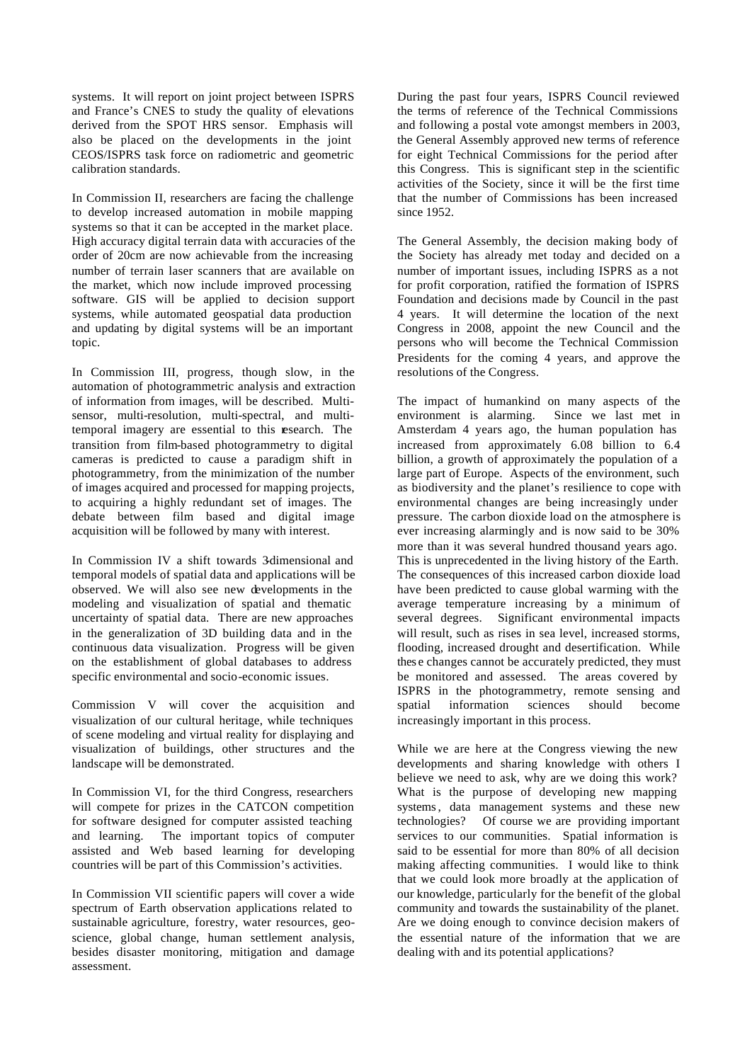systems. It will report on joint project between ISPRS and France's CNES to study the quality of elevations derived from the SPOT HRS sensor. Emphasis will also be placed on the developments in the joint CEOS/ISPRS task force on radiometric and geometric calibration standards.

In Commission II, researchers are facing the challenge to develop increased automation in mobile mapping systems so that it can be accepted in the market place. High accuracy digital terrain data with accuracies of the order of 20cm are now achievable from the increasing number of terrain laser scanners that are available on the market, which now include improved processing software. GIS will be applied to decision support systems, while automated geospatial data production and updating by digital systems will be an important topic.

In Commission III, progress, though slow, in the automation of photogrammetric analysis and extraction of information from images, will be described. Multi-sensor, multi-resolution, multi-spectral, and multi-temporal imagery are essential to this research. The transition from film-based photogrammetry to digital cameras is predicted to cause a paradigm shift in photogrammetry, from the minimization of the number of images acquired and processed for mapping projects, to acquiring a highly redundant set of images. The debate between film based and digital image acquisition will be followed by many with interest.

In Commission IV a shift towards 3-dimensional and temporal models of spatial data and applications will be observed. We will also see new developments in the modeling and visualization of spatial and thematic uncertainty of spatial data. There are new approaches in the generalization of 3D building data and in the continuous data visualization. Progress will be given on the establishment of global databases to address specific environmental and socio-economic issues.

Commission V will cover the acquisition and visualization of our cultural heritage, while techniques of scene modeling and virtual reality for displaying and visualization of buildings, other structures and the landscape will be demonstrated.

In Commission VI, for the third Congress, researchers will compete for prizes in the CATCON competition for software designed for computer assisted teaching and learning. The important topics of computer assisted and Web based learning for developing countries will be part of this Commission's activities.

In Commission VII scientific papers will cover a wide spectrum of Earth observation applications related to sustainable agriculture, forestry, water resources, geo-science, global change, human settlement analysis, besides disaster monitoring, mitigation and damage assessment.

During the past four years, ISPRS Council reviewed the terms of reference of the Technical Commissions and following a postal vote amongst members in 2003, the General Assembly approved new terms of reference for eight Technical Commissions for the period after this Congress. This is significant step in the scientific activities of the Society, since it will be the first time that the number of Commissions has been increased since 1952.

The General Assembly, the decision making body of the Society has already met today and decided on a number of important issues, including ISPRS as a not for profit corporation, ratified the formation of ISPRS Foundation and decisions made by Council in the past 4 years. It will determine the location of the next Congress in 2008, appoint the new Council and the persons who will become the Technical Commission Presidents for the coming 4 years, and approve the resolutions of the Congress.

The impact of humankind on many aspects of the environment is alarming. Since we last met in Amsterdam 4 years ago, the human population has increased from approximately 6.08 billion to 6.4 billion, a growth of approximately the population of a large part of Europe. Aspects of the environment, such as biodiversity and the planet's resilience to cope with environmental changes are being increasingly under pressure. The carbon dioxide load on the atmosphere is ever increasing alarmingly and is now said to be 30% more than it was several hundred thousand years ago. This is unprecedented in the living history of the Earth. The consequences of this increased carbon dioxide load have been predicted to cause global warming with the average temperature increasing by a minimum of several degrees. Significant environmental impacts will result, such as rises in sea level, increased storms, flooding, increased drought and desertification. While these changes cannot be accurately predicted, they must be monitored and assessed. The areas covered by ISPRS in the photogrammetry, remote sensing and spatial information sciences should become increasingly important in this process.

While we are here at the Congress viewing the new developments and sharing knowledge with others I believe we need to ask, why are we doing this work? What is the purpose of developing new mapping systems, data management systems and these new technologies? Of course we are providing important services to our communities. Spatial information is said to be essential for more than 80% of all decision making affecting communities. I would like to think that we could look more broadly at the application of our knowledge, particularly for the benefit of the global community and towards the sustainability of the planet. Are we doing enough to convince decision makers of the essential nature of the information that we are dealing with and its potential applications?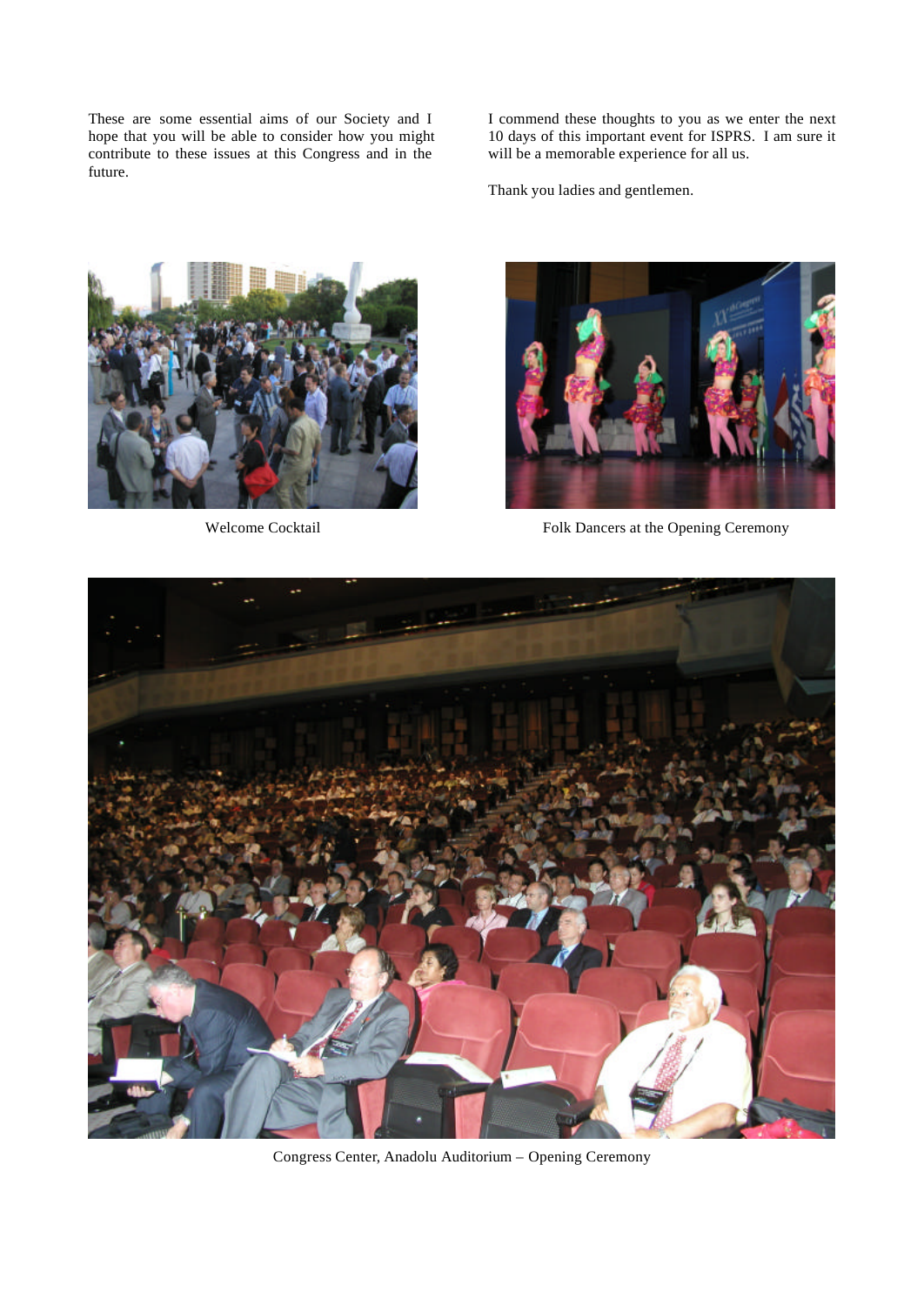These are some essential aims of our Society and I hope that you will be able to consider how you might contribute to these issues at this Congress and in the future.

I commend these thoughts to you as we enter the next 10 days of this important event for ISPRS. I am sure it will be a memorable experience for all us.

Thank you ladies and gentlemen.

Welcome Cocktail

Folk Dancers at the Opening Ceremony

Congress Center, Anadolu Auditorium – Opening Ceremony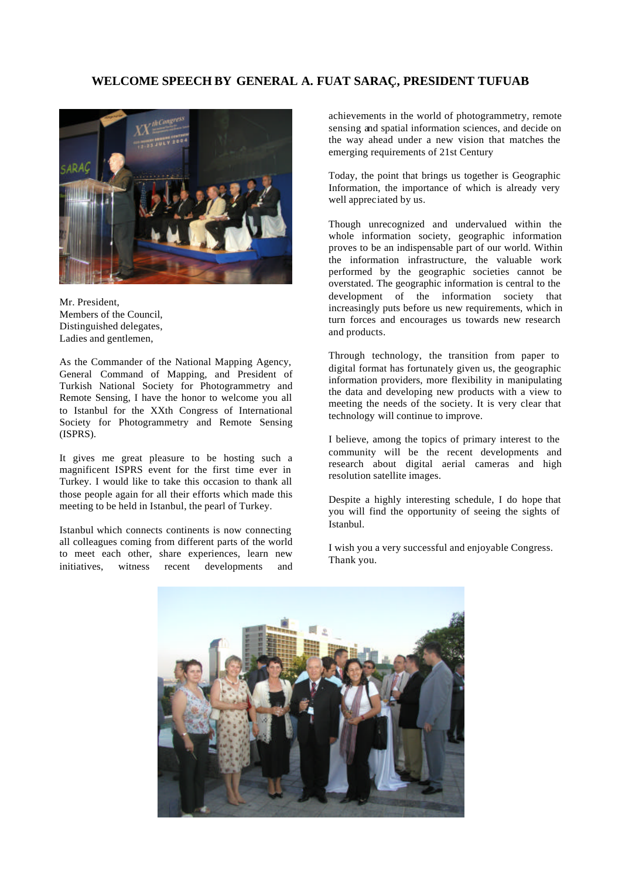# WELCOME SPEECH BY GENERAL A. FUAT SARAÇ, PRESIDENT TUFUAB

Mr. President,
Members of the Council,
Distinguished delegates,
Ladies and gentlemen,

As the Commander of the National Mapping Agency, General Command of Mapping, and President of Turkish National Society for Photogrammetry and Remote Sensing, I have the honor to welcome you all to Istanbul for the XXth Congress of International Society for Photogrammetry and Remote Sensing (ISPRS).

It gives me great pleasure to be hosting such a magnificent ISPRS event for the first time ever in Turkey. I would like to take this occasion to thank all those people again for all their efforts which made this meeting to be held in Istanbul, the pearl of Turkey.

Istanbul which connects continents is now connecting all colleagues coming from different parts of the world to meet each other, share experiences, learn new initiatives, witness recent developments and achievements in the world of photogrammetry, remote sensing and spatial information sciences, and decide on the way ahead under a new vision that matches the emerging requirements of 21st Century

Today, the point that brings us together is Geographic Information, the importance of which is already very well appreciated by us.

Though unrecognized and undervalued within the whole information society, geographic information proves to be an indispensable part of our world. Within the information infrastructure, the valuable work performed by the geographic societies cannot be overstated. The geographic information is central to the development of the information society that increasingly puts before us new requirements, which in turn forces and encourages us towards new research and products.

Through technology, the transition from paper to digital format has fortunately given us, the geographic information providers, more flexibility in manipulating the data and developing new products with a view to meeting the needs of the society. It is very clear that technology will continue to improve.

I believe, among the topics of primary interest to the community will be the recent developments and research about digital aerial cameras and high resolution satellite images.

Despite a highly interesting schedule, I do hope that you will find the opportunity of seeing the sights of Istanbul.

I wish you a very successful and enjoyable Congress.
Thank you.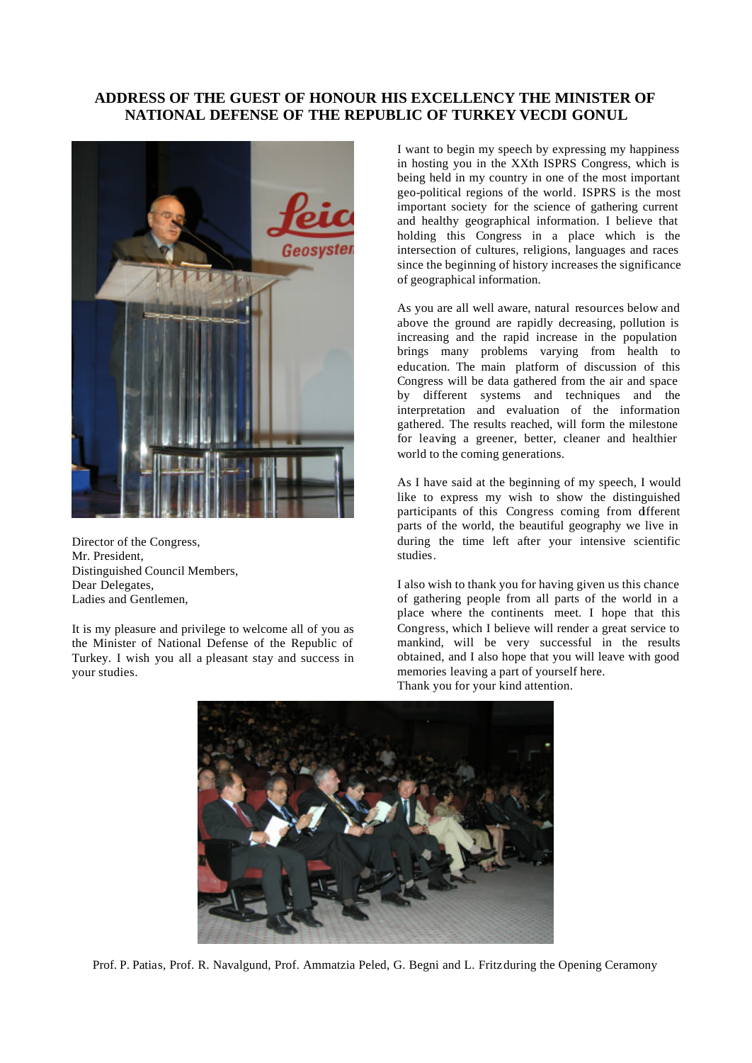# ADDRESS OF THE GUEST OF HONOUR HIS EXCELLENCY THE MINISTER OF NATIONAL DEFENSE OF THE REPUBLIC OF TURKEY VECDI GONUL

Director of the Congress,
Mr. President,
Distinguished Council Members,
Dear Delegates,
Ladies and Gentlemen,

It is my pleasure and privilege to welcome all of you as the Minister of National Defense of the Republic of Turkey. I wish you all a pleasant stay and success in your studies.

I want to begin my speech by expressing my happiness in hosting you in the XXth ISPRS Congress, which is being held in my country in one of the most important geo-political regions of the world. ISPRS is the most important society for the science of gathering current and healthy geographical information. I believe that holding this Congress in a place which is the intersection of cultures, religions, languages and races since the beginning of history increases the significance of geographical information.

As you are all well aware, natural resources below and above the ground are rapidly decreasing, pollution is increasing and the rapid increase in the population brings many problems varying from health to education. The main platform of discussion of this Congress will be data gathered from the air and space by different systems and techniques and the interpretation and evaluation of the information gathered. The results reached, will form the milestone for leaving a greener, better, cleaner and healthier world to the coming generations.

As I have said at the beginning of my speech, I would like to express my wish to show the distinguished participants of this Congress coming from different parts of the world, the beautiful geography we live in during the time left after your intensive scientific studies.

I also wish to thank you for having given us this chance of gathering people from all parts of the world in a place where the continents meet. I hope that this Congress, which I believe will render a great service to mankind, will be very successful in the results obtained, and I also hope that you will leave with good memories leaving a part of yourself here.
Thank you for your kind attention.

Prof. P. Patias, Prof. R. Navalgund, Prof. Ammatzia Peled, G. Begni and L. Fritz during the Opening Ceramony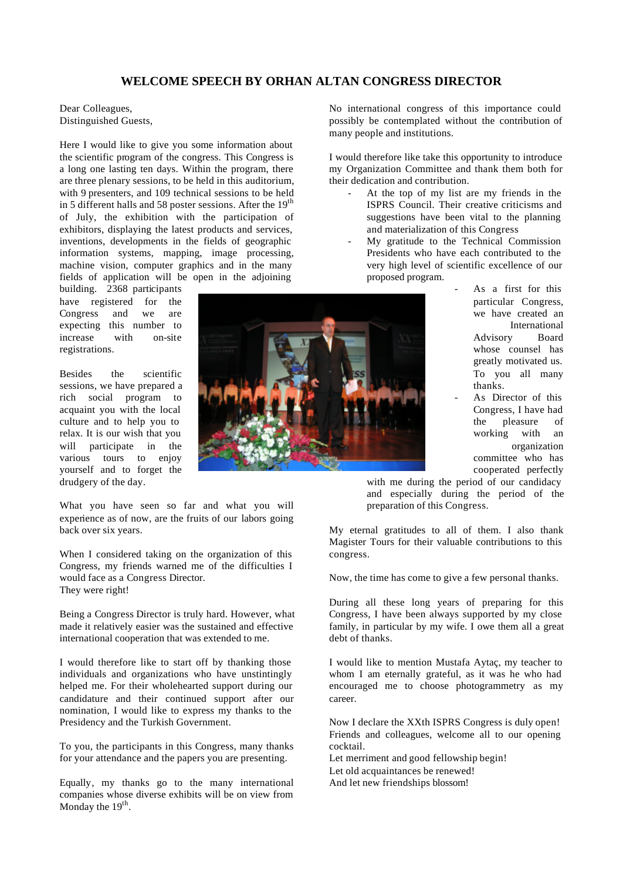# WELCOME SPEECH BY ORHAN ALTAN CONGRESS DIRECTOR

Dear Colleagues,
Distinguished Guests,

Here I would like to give you some information about the scientific program of the congress. This Congress is a long one lasting ten days. Within the program, there are three plenary sessions, to be held in this auditorium, with 9 presenters, and 109 technical sessions to be held in 5 different halls and 58 poster sessions. After the $19^{th}$ of July, the exhibition with the participation of exhibitors, displaying the latest products and services, inventions, developments in the fields of geographic information systems, mapping, image processing, machine vision, computer graphics and in the many fields of application will be open in the adjoining building. 2368 participants have registered for the Congress and we are expecting this number to increase with on-site registrations.

Besides the scientific sessions, we have prepared a rich social program to acquaint you with the local culture and to help you to relax. It is our wish that you will participate in the various tours to enjoy yourself and to forget the drudgery of the day.

What you have seen so far and what you will experience as of now, are the fruits of our labors going back over six years.

When I considered taking on the organization of this Congress, my friends warned me of the difficulties I would face as a Congress Director.
They were right!

Being a Congress Director is truly hard. However, what made it relatively easier was the sustained and effective international cooperation that was extended to me.

I would therefore like to start off by thanking those individuals and organizations who have unstintingly helped me. For their wholehearted support during our candidature and their continued support after our nomination, I would like to express my thanks to the Presidency and the Turkish Government.

To you, the participants in this Congress, many thanks for your attendance and the papers you are presenting.

Equally, my thanks go to the many international companies whose diverse exhibits will be on view from Monday the $19^{th}$.

No international congress of this importance could possibly be contemplated without the contribution of many people and institutions.

I would therefore like take this opportunity to introduce my Organization Committee and thank them both for their dedication and contribution.

- At the top of my list are my friends in the ISPRS Council. Their creative criticisms and suggestions have been vital to the planning and materialization of this Congress
- My gratitude to the Technical Commission Presidents who have each contributed to the very high level of scientific excellence of our proposed program.
- As a first for this particular Congress, we have created an International Advisory Board whose counsel has greatly motivated us. To you all many thanks.
- As Director of this Congress, I have had the pleasure of working with an organization committee who has cooperated perfectly with me during the period of our candidacy and especially during the period of the preparation of this Congress.

My eternal gratitudes to all of them. I also thank Magister Tours for their valuable contributions to this congress.

Now, the time has come to give a few personal thanks.

During all these long years of preparing for this Congress, I have been always supported by my close family, in particular by my wife. I owe them all a great debt of thanks.

I would like to mention Mustafa Aytaç, my teacher to whom I am eternally grateful, as it was he who had encouraged me to choose photogrammetry as my career.

Now I declare the XXth ISPRS Congress is duly open!
Friends and colleagues, welcome all to our opening cocktail.
Let merriment and good fellowship begin!
Let old acquaintances be renewed!
And let new friendships blossom!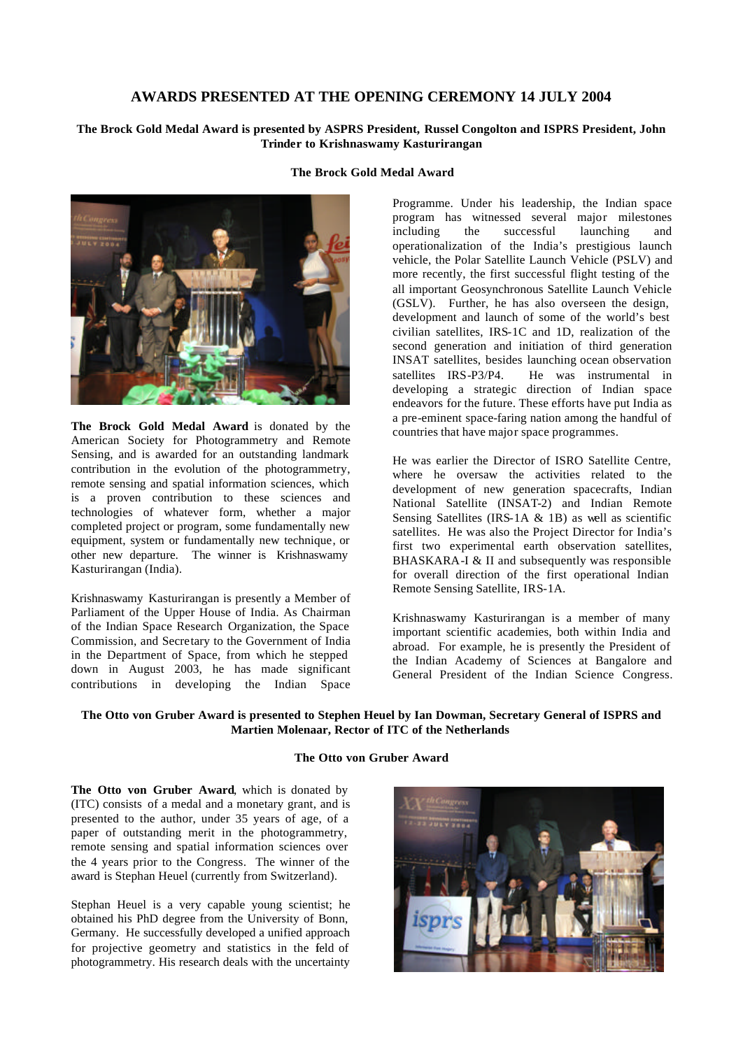# AWARDS PRESENTED AT THE OPENING CEREMONY 14 JULY 2004

**The Brock Gold Medal Award is presented by ASPRS President, Russel Congolton and ISPRS President, John Trinder to Krishnaswamy Kasturirangan**

### The Brock Gold Medal Award

**The Brock Gold Medal Award** is donated by the American Society for Photogrammetry and Remote Sensing, and is awarded for an outstanding landmark contribution in the evolution of the photogrammetry, remote sensing and spatial information sciences, which is a proven contribution to these sciences and technologies of whatever form, whether a major completed project or program, some fundamentally new equipment, system or fundamentally new technique, or other new departure. The winner is Krishnaswamy Kasturirangan (India).

Krishnaswamy Kasturirangan is presently a Member of Parliament of the Upper House of India. As Chairman of the Indian Space Research Organization, the Space Commission, and Secretary to the Government of India in the Department of Space, from which he stepped down in August 2003, he has made significant contributions in developing the Indian Space Programme. Under his leadership, the Indian space program has witnessed several major milestones including the successful launching and operationalization of the India's prestigious launch vehicle, the Polar Satellite Launch Vehicle (PSLV) and more recently, the first successful flight testing of the all important Geosynchronous Satellite Launch Vehicle (GSLV). Further, he has also overseen the design, development and launch of some of the world's best civilian satellites, IRS-1C and 1D, realization of the second generation and initiation of third generation INSAT satellites, besides launching ocean observation satellites IRS-P3/P4. He was instrumental in developing a strategic direction of Indian space endeavors for the future. These efforts have put India as a pre-eminent space-faring nation among the handful of countries that have major space programmes.

He was earlier the Director of ISRO Satellite Centre, where he oversaw the activities related to the development of new generation spacecrafts, Indian National Satellite (INSAT-2) and Indian Remote Sensing Satellites (IRS-1A & 1B) as well as scientific satellites. He was also the Project Director for India's first two experimental earth observation satellites, BHASKARA-I & II and subsequently was responsible for overall direction of the first operational Indian Remote Sensing Satellite, IRS-1A.

Krishnaswamy Kasturirangan is a member of many important scientific academies, both within India and abroad. For example, he is presently the President of the Indian Academy of Sciences at Bangalore and General President of the Indian Science Congress.

**The Otto von Gruber Award is presented to Stephen Heuel by Ian Dowman, Secretary General of ISPRS and Martien Molenaar, Rector of ITC of the Netherlands**

### The Otto von Gruber Award

**The Otto von Gruber Award**, which is donated by (ITC) consists of a medal and a monetary grant, and is presented to the author, under 35 years of age, of a paper of outstanding merit in the photogrammetry, remote sensing and spatial information sciences over the 4 years prior to the Congress. The winner of the award is Stephan Heuel (currently from Switzerland).

Stephan Heuel is a very capable young scientist; he obtained his PhD degree from the University of Bonn, Germany. He successfully developed a unified approach for projective geometry and statistics in the feld of photogrammetry. His research deals with the uncertainty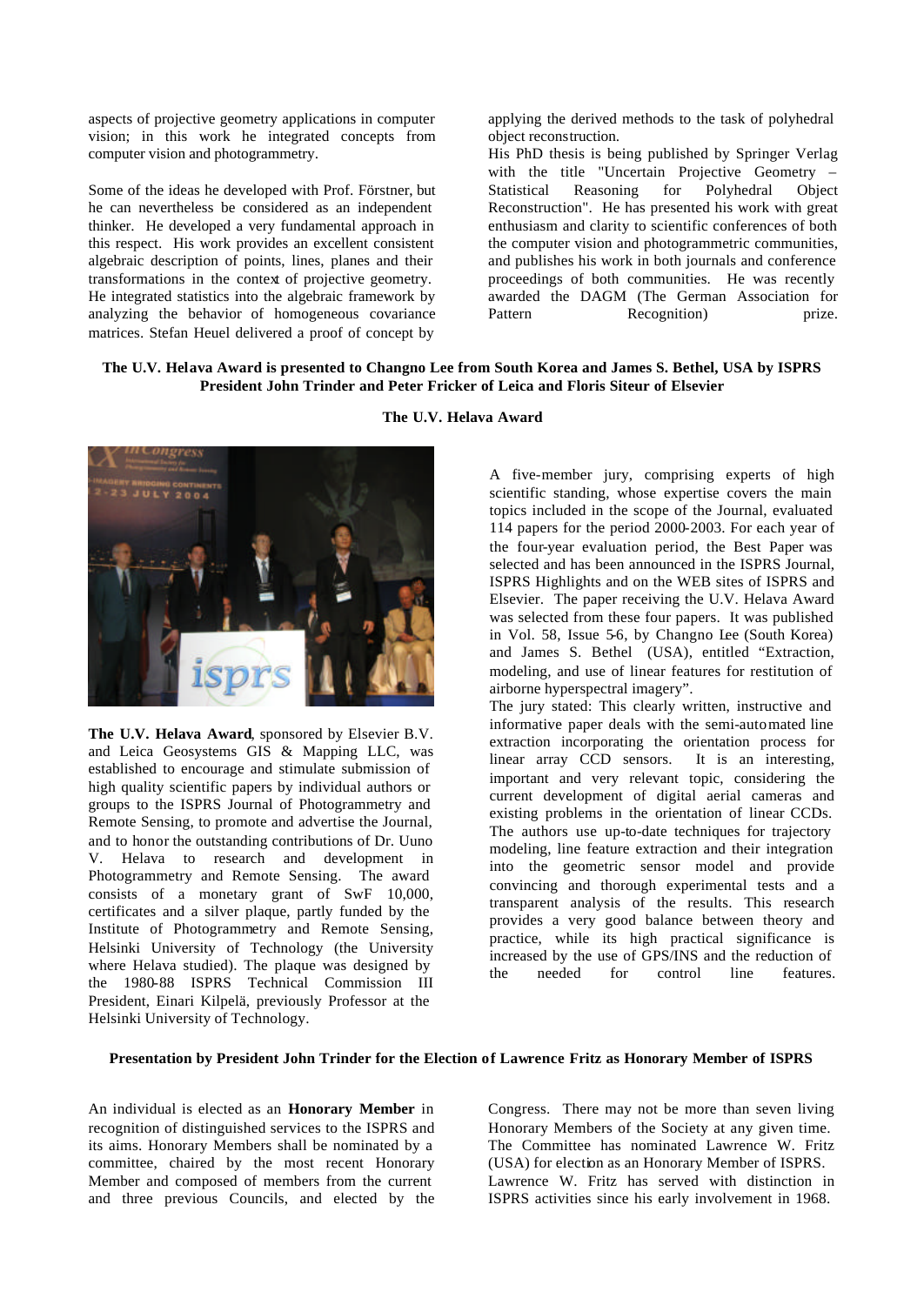aspects of projective geometry applications in computer vision; in this work he integrated concepts from computer vision and photogrammetry.

Some of the ideas he developed with Prof. Förstner, but he can nevertheless be considered as an independent thinker. He developed a very fundamental approach in this respect. His work provides an excellent consistent algebraic description of points, lines, planes and their transformations in the context of projective geometry. He integrated statistics into the algebraic framework by analyzing the behavior of homogeneous covariance matrices. Stefan Heuel delivered a proof of concept by applying the derived methods to the task of polyhedral object reconstruction.

His PhD thesis is being published by Springer Verlag with the title "Uncertain Projective Geometry – Statistical Reasoning for Polyhedral Object Reconstruction". He has presented his work with great enthusiasm and clarity to scientific conferences of both the computer vision and photogrammetric communities, and publishes his work in both journals and conference proceedings of both communities. He was recently awarded the DAGM (The German Association for Pattern Recognition) prize.

**The U.V. Helava Award is presented to Changno Lee from South Korea and James S. Bethel, USA by ISPRS President John Trinder and Peter Fricker of Leica and Floris Siteur of Elsevier**

## The U.V. Helava Award

**The U.V. Helava Award**, sponsored by Elsevier B.V. and Leica Geosystems GIS & Mapping LLC, was established to encourage and stimulate submission of high quality scientific papers by individual authors or groups to the ISPRS Journal of Photogrammetry and Remote Sensing, to promote and advertise the Journal, and to honor the outstanding contributions of Dr. Uuno V. Helava to research and development in Photogrammetry and Remote Sensing. The award consists of a monetary grant of SwF 10,000, certificates and a silver plaque, partly funded by the Institute of Photogrammetry and Remote Sensing, Helsinki University of Technology (the University where Helava studied). The plaque was designed by the 1980-88 ISPRS Technical Commission III President, Einari Kilpelä, previously Professor at the Helsinki University of Technology.

A five-member jury, comprising experts of high scientific standing, whose expertise covers the main topics included in the scope of the Journal, evaluated 114 papers for the period 2000-2003. For each year of the four-year evaluation period, the Best Paper was selected and has been announced in the ISPRS Journal, ISPRS Highlights and on the WEB sites of ISPRS and Elsevier. The paper receiving the U.V. Helava Award was selected from these four papers. It was published in Vol. 58, Issue 5-6, by Changno Lee (South Korea) and James S. Bethel (USA), entitled "Extraction, modeling, and use of linear features for restitution of airborne hyperspectral imagery".

The jury stated: This clearly written, instructive and informative paper deals with the semi-automated line extraction incorporating the orientation process for linear array CCD sensors. It is an interesting, important and very relevant topic, considering the current development of digital aerial cameras and existing problems in the orientation of linear CCDs. The authors use up-to-date techniques for trajectory modeling, line feature extraction and their integration into the geometric sensor model and provide convincing and thorough experimental tests and a transparent analysis of the results. This research provides a very good balance between theory and practice, while its high practical significance is increased by the use of GPS/INS and the reduction of the needed for control line features.

**Presentation by President John Trinder for the Election of Lawrence Fritz as Honorary Member of ISPRS**

An individual is elected as an **Honorary Member** in recognition of distinguished services to the ISPRS and its aims. Honorary Members shall be nominated by a committee, chaired by the most recent Honorary Member and composed of members from the current and three previous Councils, and elected by the Congress. There may not be more than seven living Honorary Members of the Society at any given time.

The Committee has nominated Lawrence W. Fritz (USA) for election as an Honorary Member of ISPRS.

Lawrence W. Fritz has served with distinction in ISPRS activities since his early involvement in 1968.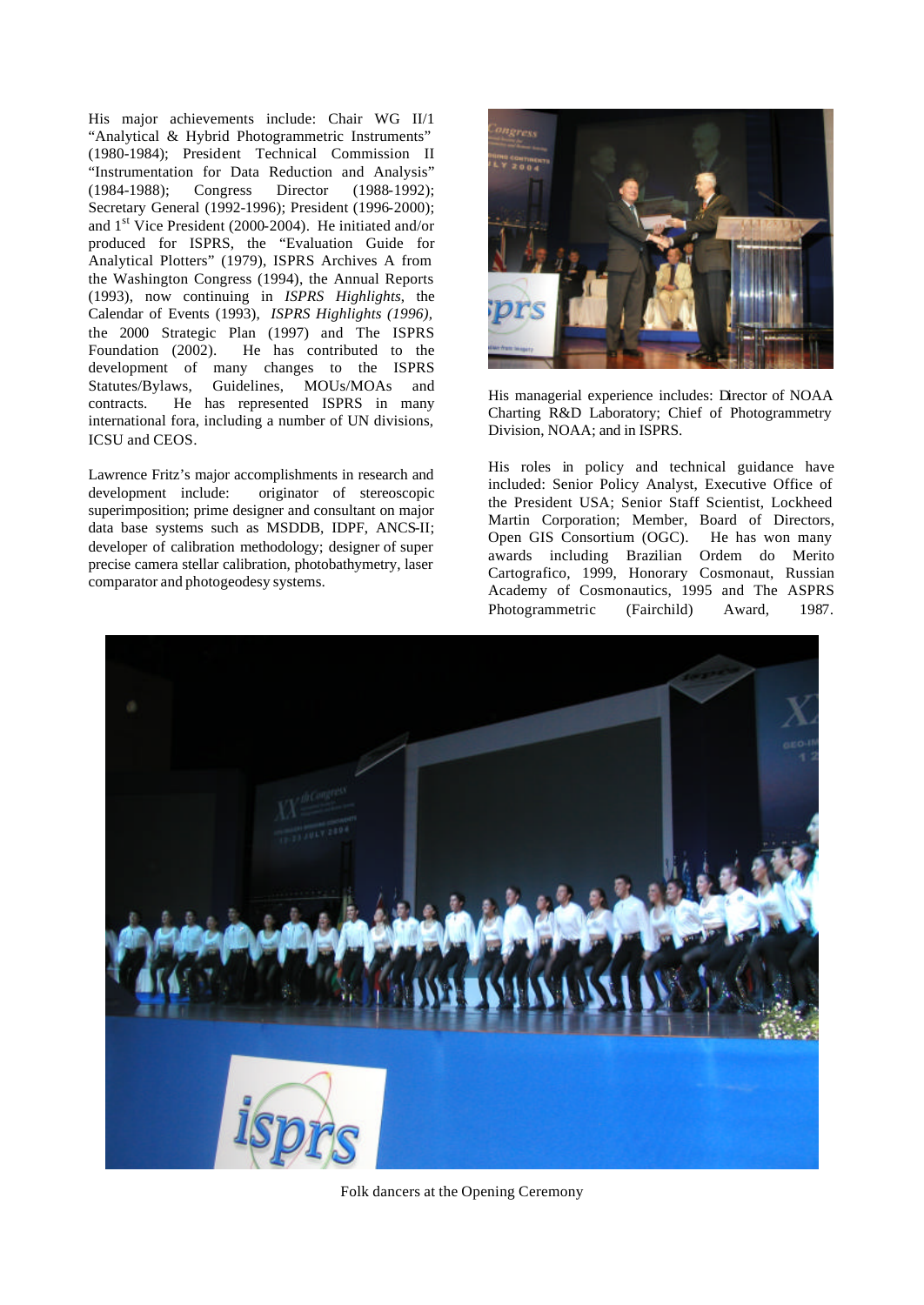His major achievements include: Chair WG II/1 "Analytical & Hybrid Photogrammetric Instruments" (1980-1984); President Technical Commission II "Instrumentation for Data Reduction and Analysis" (1984-1988); Congress Director (1988-1992); Secretary General (1992-1996); President (1996-2000); and 1st Vice President (2000-2004). He initiated and/or produced for ISPRS, the "Evaluation Guide for Analytical Plotters" (1979), ISPRS Archives A from the Washington Congress (1994), the Annual Reports (1993), now continuing in *ISPRS Highlights*, the Calendar of Events (1993), *ISPRS Highlights (1996),* the 2000 Strategic Plan (1997) and The ISPRS Foundation (2002). He has contributed to the development of many changes to the ISPRS Statutes/Bylaws, Guidelines, MOUs/MOAs and contracts. He has represented ISPRS in many international fora, including a number of UN divisions, ICSU and CEOS.

Lawrence Fritz's major accomplishments in research and development include: originator of stereoscopic superimposition; prime designer and consultant on major data base systems such as MSDDB, IDPF, ANCS-II; developer of calibration methodology; designer of super precise camera stellar calibration, photobathymetry, laser comparator and photogeodesy systems.

His managerial experience includes: Director of NOAA Charting R&D Laboratory; Chief of Photogrammetry Division, NOAA; and in ISPRS.

His roles in policy and technical guidance have included: Senior Policy Analyst, Executive Office of the President USA; Senior Staff Scientist, Lockheed Martin Corporation; Member, Board of Directors, Open GIS Consortium (OGC). He has won many awards including Brazilian Ordem do Merito Cartografico, 1999, Honorary Cosmonaut, Russian Academy of Cosmonautics, 1995 and The ASPRS Photogrammetric (Fairchild) Award, 1987.

Folk dancers at the Opening Ceremony